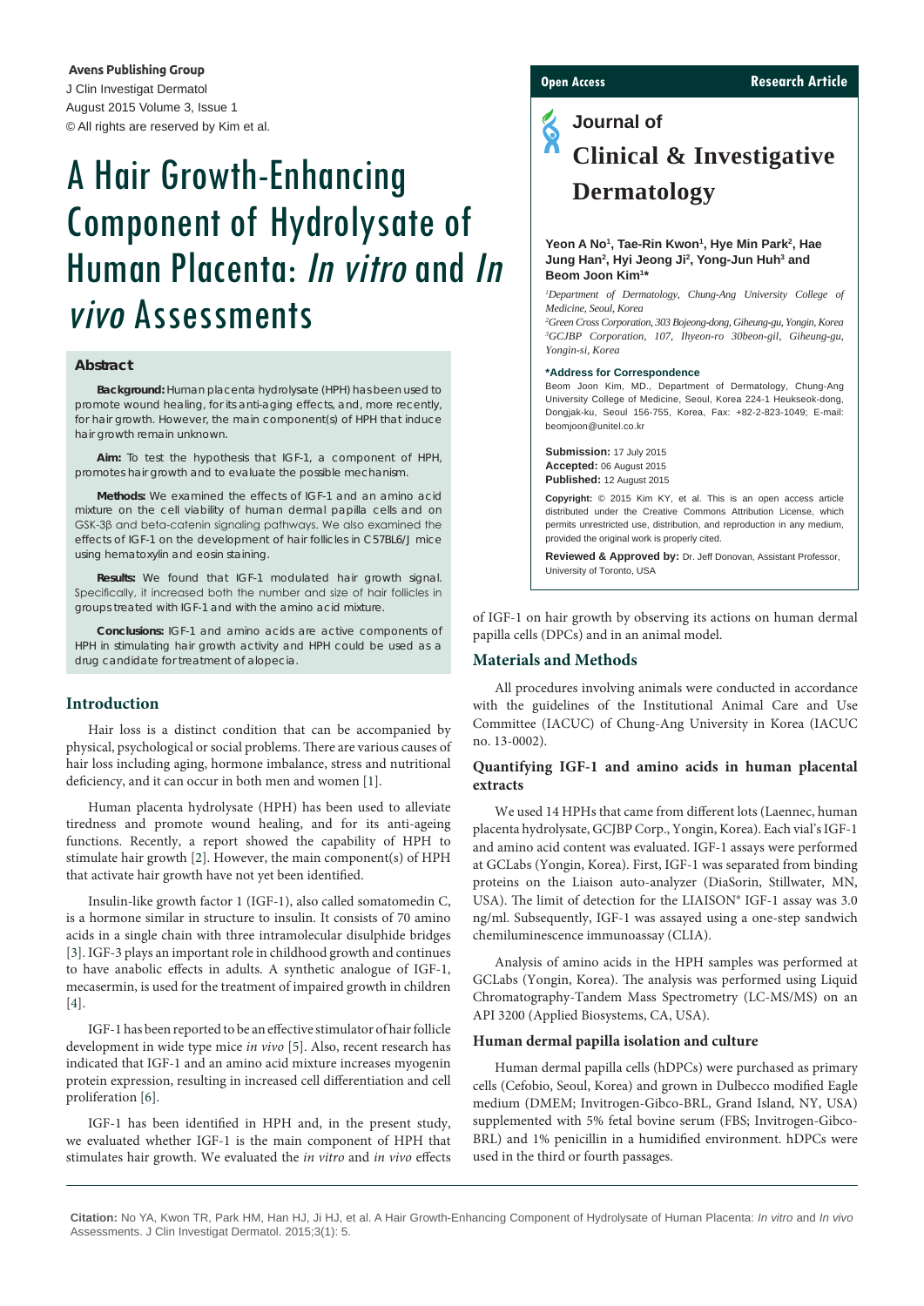Avens Publishing Group
J Clin Investigat Dermatol
August 2015 Volume 3, Issue 1
© All rights are reserved by Kim et al.

Open Access — Research Article

**Journal of Clinical & Investigative Dermatology**

# A Hair Growth-Enhancing Component of Hydrolysate of Human Placenta: *In vitro* and *In vivo* Assessments

**Yeon A No[1], Tae-Rin Kwon[1], Hye Min Park[2], Hae Jung Han[2], Hyi Jeong Ji[2], Yong-Jun Huh[3] and Beom Joon Kim[1]***

[1]*Department of Dermatology, Chung-Ang University College of Medicine, Seoul, Korea*
[2]*Green Cross Corporation, 303 Bojeong-dong, Giheung-gu, Yongin, Korea*
[3]*GCJBP Corporation, 107, Ihyeon-ro 30beon-gil, Giheung-gu, Yongin-si, Korea*

**\*Address for Correspondence**
Beom Joon Kim, MD., Department of Dermatology, Chung-Ang University College of Medicine, Seoul, Korea 224-1 Heukseok-dong, Dongjak-ku, Seoul 156-755, Korea, Fax: +82-2-823-1049; E-mail: beomjoon@unitel.co.kr

**Submission:** 17 July 2015
**Accepted:** 06 August 2015
**Published:** 12 August 2015

**Copyright:** © 2015 Kim KY, et al. This is an open access article distributed under the Creative Commons Attribution License, which permits unrestricted use, distribution, and reproduction in any medium, provided the original work is properly cited.

**Reviewed & Approved by:** Dr. Jeff Donovan, Assistant Professor, University of Toronto, USA

## Abstract

**Background:** Human placenta hydrolysate (HPH) has been used to promote wound healing, for its anti-aging effects, and, more recently, for hair growth. However, the main component(s) of HPH that induce hair growth remain unknown.

**Aim:** To test the hypothesis that IGF-1, a component of HPH, promotes hair growth and to evaluate the possible mechanism.

**Methods:** We examined the effects of IGF-1 and an amino acid mixture on the cell viability of human dermal papilla cells and on GSK-3β and beta-catenin signaling pathways. We also examined the effects of IGF-1 on the development of hair follicles in C57BL6/J mice using hematoxylin and eosin staining.

**Results:** We found that IGF-1 modulated hair growth signal. Specifically, it increased both the number and size of hair follicles in groups treated with IGF-1 and with the amino acid mixture.

**Conclusions:** IGF-1 and amino acids are active components of HPH in stimulating hair growth activity and HPH could be used as a drug candidate for treatment of alopecia.

## Introduction

Hair loss is a distinct condition that can be accompanied by physical, psychological or social problems. There are various causes of hair loss including aging, hormone imbalance, stress and nutritional deficiency, and it can occur in both men and women [1].

Human placenta hydrolysate (HPH) has been used to alleviate tiredness and promote wound healing, and for its anti-ageing functions. Recently, a report showed the capability of HPH to stimulate hair growth [2]. However, the main component(s) of HPH that activate hair growth have not yet been identified.

Insulin-like growth factor 1 (IGF-1), also called somatomedin C, is a hormone similar in structure to insulin. It consists of 70 amino acids in a single chain with three intramolecular disulphide bridges [3]. IGF-3 plays an important role in childhood growth and continues to have anabolic effects in adults. A synthetic analogue of IGF-1, mecasermin, is used for the treatment of impaired growth in children [4].

IGF-1 has been reported to be an effective stimulator of hair follicle development in wide type mice *in vivo* [5]. Also, recent research has indicated that IGF-1 and an amino acid mixture increases myogenin protein expression, resulting in increased cell differentiation and cell proliferation [6].

IGF-1 has been identified in HPH and, in the present study, we evaluated whether IGF-1 is the main component of HPH that stimulates hair growth. We evaluated the *in vitro* and *in vivo* effects of IGF-1 on hair growth by observing its actions on human dermal papilla cells (DPCs) and in an animal model.

## Materials and Methods

All procedures involving animals were conducted in accordance with the guidelines of the Institutional Animal Care and Use Committee (IACUC) of Chung-Ang University in Korea (IACUC no. 13-0002).

### Quantifying IGF-1 and amino acids in human placental extracts

We used 14 HPHs that came from different lots (Laennec, human placenta hydrolysate, GCJBP Corp., Yongin, Korea). Each vial's IGF-1 and amino acid content was evaluated. IGF-1 assays were performed at GCLabs (Yongin, Korea). First, IGF-1 was separated from binding proteins on the Liaison auto-analyzer (DiaSorin, Stillwater, MN, USA). The limit of detection for the LIAISON® IGF-1 assay was 3.0 ng/ml. Subsequently, IGF-1 was assayed using a one-step sandwich chemiluminescence immunoassay (CLIA).

Analysis of amino acids in the HPH samples was performed at GCLabs (Yongin, Korea). The analysis was performed using Liquid Chromatography-Tandem Mass Spectrometry (LC-MS/MS) on an API 3200 (Applied Biosystems, CA, USA).

### Human dermal papilla isolation and culture

Human dermal papilla cells (hDPCs) were purchased as primary cells (Cefobio, Seoul, Korea) and grown in Dulbecco modified Eagle medium (DMEM; Invitrogen-Gibco-BRL, Grand Island, NY, USA) supplemented with 5% fetal bovine serum (FBS; Invitrogen-Gibco-BRL) and 1% penicillin in a humidified environment. hDPCs were used in the third or fourth passages.

**Citation:** No YA, Kwon TR, Park HM, Han HJ, Ji HJ, et al. A Hair Growth-Enhancing Component of Hydrolysate of Human Placenta: *In vitro* and *In vivo* Assessments. J Clin Investigat Dermatol. 2015;3(1): 5.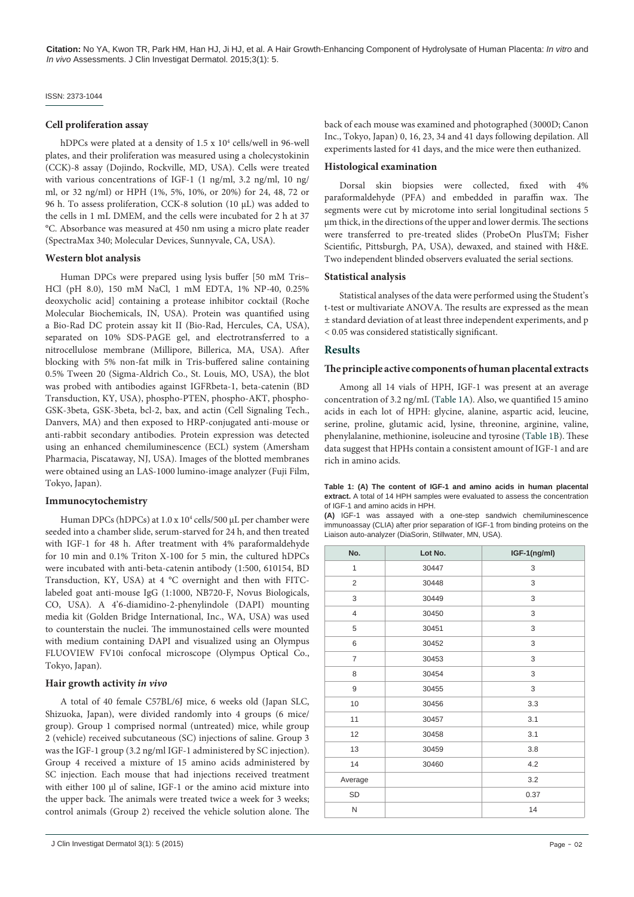### Cell proliferation assay

hDPCs were plated at a density of 1.5 x $10^4$ cells/well in 96-well plates, and their proliferation was measured using a cholecystokinin (CCK)-8 assay (Dojindo, Rockville, MD, USA). Cells were treated with various concentrations of IGF-1 (1 ng/ml, 3.2 ng/ml, 10 ng/ml, or 32 ng/ml) or HPH (1%, 5%, 10%, or 20%) for 24, 48, 72 or 96 h. To assess proliferation, CCK-8 solution (10 µL) was added to the cells in 1 mL DMEM, and the cells were incubated for 2 h at 37 °C. Absorbance was measured at 450 nm using a micro plate reader (SpectraMax 340; Molecular Devices, Sunnyvale, CA, USA).

### Western blot analysis

Human DPCs were prepared using lysis buffer [50 mM Tris–HCl (pH 8.0), 150 mM NaCl, 1 mM EDTA, 1% NP-40, 0.25% deoxycholic acid] containing a protease inhibitor cocktail (Roche Molecular Biochemicals, IN, USA). Protein was quantified using a Bio-Rad DC protein assay kit II (Bio-Rad, Hercules, CA, USA), separated on 10% SDS-PAGE gel, and electrotransferred to a nitrocellulose membrane (Millipore, Billerica, MA, USA). After blocking with 5% non-fat milk in Tris-buffered saline containing 0.5% Tween 20 (Sigma-Aldrich Co., St. Louis, MO, USA), the blot was probed with antibodies against IGFRbeta-1, beta-catenin (BD Transduction, KY, USA), phospho-PTEN, phospho-AKT, phospho-GSK-3beta, GSK-3beta, bcl-2, bax, and actin (Cell Signaling Tech., Danvers, MA) and then exposed to HRP-conjugated anti-mouse or anti-rabbit secondary antibodies. Protein expression was detected using an enhanced chemiluminescence (ECL) system (Amersham Pharmacia, Piscataway, NJ, USA). Images of the blotted membranes were obtained using an LAS-1000 lumino-image analyzer (Fuji Film, Tokyo, Japan).

### Immunocytochemistry

Human DPCs (hDPCs) at 1.0 x $10^4$ cells/500 µL per chamber were seeded into a chamber slide, serum-starved for 24 h, and then treated with IGF-1 for 48 h. After treatment with 4% paraformaldehyde for 10 min and 0.1% Triton X-100 for 5 min, the cultured hDPCs were incubated with anti-beta-catenin antibody (1:500, 610154, BD Transduction, KY, USA) at 4 °C overnight and then with FITC-labeled goat anti-mouse IgG (1:1000, NB720-F, Novus Biologicals, CO, USA). A 4'6-diamidino-2-phenylindole (DAPI) mounting media kit (Golden Bridge International, Inc., WA, USA) was used to counterstain the nuclei. The immunostained cells were mounted with medium containing DAPI and visualized using an Olympus FLUOVIEW FV10i confocal microscope (Olympus Optical Co., Tokyo, Japan).

### Hair growth activity *in vivo*

A total of 40 female C57BL/6J mice, 6 weeks old (Japan SLC, Shizuoka, Japan), were divided randomly into 4 groups (6 mice/group). Group 1 comprised normal (untreated) mice, while group 2 (vehicle) received subcutaneous (SC) injections of saline. Group 3 was the IGF-1 group (3.2 ng/ml IGF-1 administered by SC injection). Group 4 received a mixture of 15 amino acids administered by SC injection. Each mouse that had injections received treatment with either 100 µl of saline, IGF-1 or the amino acid mixture into the upper back. The animals were treated twice a week for 3 weeks; control animals (Group 2) received the vehicle solution alone. The back of each mouse was examined and photographed (3000D; Canon Inc., Tokyo, Japan) 0, 16, 23, 34 and 41 days following depilation. All experiments lasted for 41 days, and the mice were then euthanized.

### Histological examination

Dorsal skin biopsies were collected, fixed with 4% paraformaldehyde (PFA) and embedded in paraffin wax. The segments were cut by microtome into serial longitudinal sections 5 µm thick, in the directions of the upper and lower dermis. The sections were transferred to pre-treated slides (ProbeOn PlusTM; Fisher Scientific, Pittsburgh, PA, USA), dewaxed, and stained with H&E. Two independent blinded observers evaluated the serial sections.

### Statistical analysis

Statistical analyses of the data were performed using the Student's t-test or multivariate ANOVA. The results are expressed as the mean ± standard deviation of at least three independent experiments, and $p < 0.05$ was considered statistically significant.

## Results

### The principle active components of human placental extracts

Among all 14 vials of HPH, IGF-1 was present at an average concentration of 3.2 ng/mL (Table 1A). Also, we quantified 15 amino acids in each lot of HPH: glycine, alanine, aspartic acid, leucine, serine, proline, glutamic acid, lysine, threonine, arginine, valine, phenylalanine, methionine, isoleucine and tyrosine (Table 1B). These data suggest that HPHs contain a consistent amount of IGF-1 and are rich in amino acids.

**Table 1: (A) The content of IGF-1 and amino acids in human placental extract.** A total of 14 HPH samples were evaluated to assess the concentration of IGF-1 and amino acids in HPH.

**(A)** IGF-1 was assayed with a one-step sandwich chemiluminescence immunoassay (CLIA) after prior separation of IGF-1 from binding proteins on the Liaison auto-analyzer (DiaSorin, Stillwater, MN, USA).

| No. | Lot No. | IGF-1(ng/ml) |
|---|---|---|
| 1 | 30447 | 3 |
| 2 | 30448 | 3 |
| 3 | 30449 | 3 |
| 4 | 30450 | 3 |
| 5 | 30451 | 3 |
| 6 | 30452 | 3 |
| 7 | 30453 | 3 |
| 8 | 30454 | 3 |
| 9 | 30455 | 3 |
| 10 | 30456 | 3.3 |
| 11 | 30457 | 3.1 |
| 12 | 30458 | 3.1 |
| 13 | 30459 | 3.8 |
| 14 | 30460 | 4.2 |
| Average | | 3.2 |
| SD | | 0.37 |
| N | | 14 |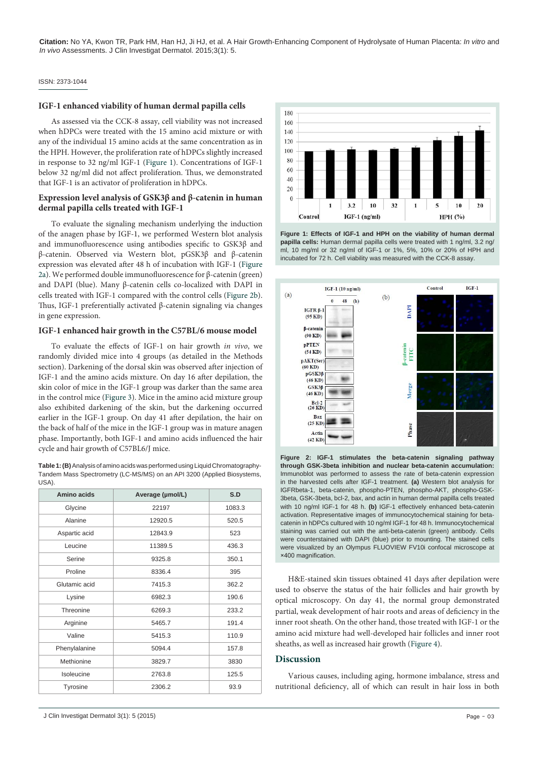### IGF-1 enhanced viability of human dermal papilla cells

As assessed via the CCK-8 assay, cell viability was not increased when hDPCs were treated with the 15 amino acid mixture or with any of the individual 15 amino acids at the same concentration as in the HPH. However, the proliferation rate of hDPCs slightly increased in response to 32 ng/ml IGF-1 (Figure 1). Concentrations of IGF-1 below 32 ng/ml did not affect proliferation. Thus, we demonstrated that IGF-1 is an activator of proliferation in hDPCs.

### Expression level analysis of GSK3β and β-catenin in human dermal papilla cells treated with IGF-1

To evaluate the signaling mechanism underlying the induction of the anagen phase by IGF-1, we performed Western blot analysis and immunofluorescence using antibodies specific to GSK3β and β-catenin. Observed via Western blot, pGSK3β and β-catenin expression was elevated after 48 h of incubation with IGF-1 (Figure 2a). We performed double immunofluorescence for β-catenin (green) and DAPI (blue). Many β-catenin cells co-localized with DAPI in cells treated with IGF-1 compared with the control cells (Figure 2b). Thus, IGF-1 preferentially activated β-catenin signaling via changes in gene expression.

### IGF-1 enhanced hair growth in the C57BL/6 mouse model

To evaluate the effects of IGF-1 on hair growth *in vivo*, we randomly divided mice into 4 groups (as detailed in the Methods section). Darkening of the dorsal skin was observed after injection of IGF-1 and the amino acids mixture. On day 16 after depilation, the skin color of mice in the IGF-1 group was darker than the same area in the control mice (Figure 3). Mice in the amino acid mixture group also exhibited darkening of the skin, but the darkening occurred earlier in the IGF-1 group. On day 41 after depilation, the hair on the back of half of the mice in the IGF-1 group was in mature anagen phase. Importantly, both IGF-1 and amino acids influenced the hair cycle and hair growth of C57BL6/J mice.

**Table 1: (B)** Analysis of amino acids was performed using Liquid Chromatography-Tandem Mass Spectrometry (LC-MS/MS) on an API 3200 (Applied Biosystems, USA).

| Amino acids | Average (μmol/L) | S.D |
|---|---|---|
| Glycine | 22197 | 1083.3 |
| Alanine | 12920.5 | 520.5 |
| Aspartic acid | 12843.9 | 523 |
| Leucine | 11389.5 | 436.3 |
| Serine | 9325.8 | 350.1 |
| Proline | 8336.4 | 395 |
| Glutamic acid | 7415.3 | 362.2 |
| Lysine | 6982.3 | 190.6 |
| Threonine | 6269.3 | 233.2 |
| Arginine | 5465.7 | 191.4 |
| Valine | 5415.3 | 110.9 |
| Phenylalanine | 5094.4 | 157.8 |
| Methionine | 3829.7 | 3830 |
| Isoleucine | 2763.8 | 125.5 |
| Tyrosine | 2306.2 | 93.9 |

**Figure 1: Effects of IGF-1 and HPH on the viability of human dermal papilla cells:** Human dermal papilla cells were treated with 1 ng/ml, 3.2 ng/ml, 10 ng/ml or 32 ng/ml of IGF-1 or 1%, 5%, 10% or 20% of HPH and incubated for 72 h. Cell viability was measured with the CCK-8 assay.

**Figure 2: IGF-1 stimulates the beta-catenin signaling pathway through GSK-3beta inhibition and nuclear beta-catenin accumulation:** Immunoblot was performed to assess the rate of beta-catenin expression in the harvested cells after IGF-1 treatment. **(a)** Western blot analysis for IGFRbeta-1, beta-catenin, phospho-PTEN, phospho-AKT, phospho-GSK-3beta, GSK-3beta, bcl-2, bax, and actin in human dermal papilla cells treated with 10 ng/ml IGF-1 for 48 h. **(b)** IGF-1 effectively enhanced beta-catenin activation. Representative images of immunocytochemical staining for beta-catenin in hDPCs cultured with 10 ng/ml IGF-1 for 48 h. Immunocytochemical staining was carried out with the anti-beta-catenin (green) antibody. Cells were counterstained with DAPI (blue) prior to mounting. The stained cells were visualized by an Olympus FLUOVIEW FV10i confocal microscope at ×400 magnification.

H&E-stained skin tissues obtained 41 days after depilation were used to observe the status of the hair follicles and hair growth by optical microscopy. On day 41, the normal group demonstrated partial, weak development of hair roots and areas of deficiency in the inner root sheath. On the other hand, those treated with IGF-1 or the amino acid mixture had well-developed hair follicles and inner root sheaths, as well as increased hair growth (Figure 4).

## Discussion

Various causes, including aging, hormone imbalance, stress and nutritional deficiency, all of which can result in hair loss in both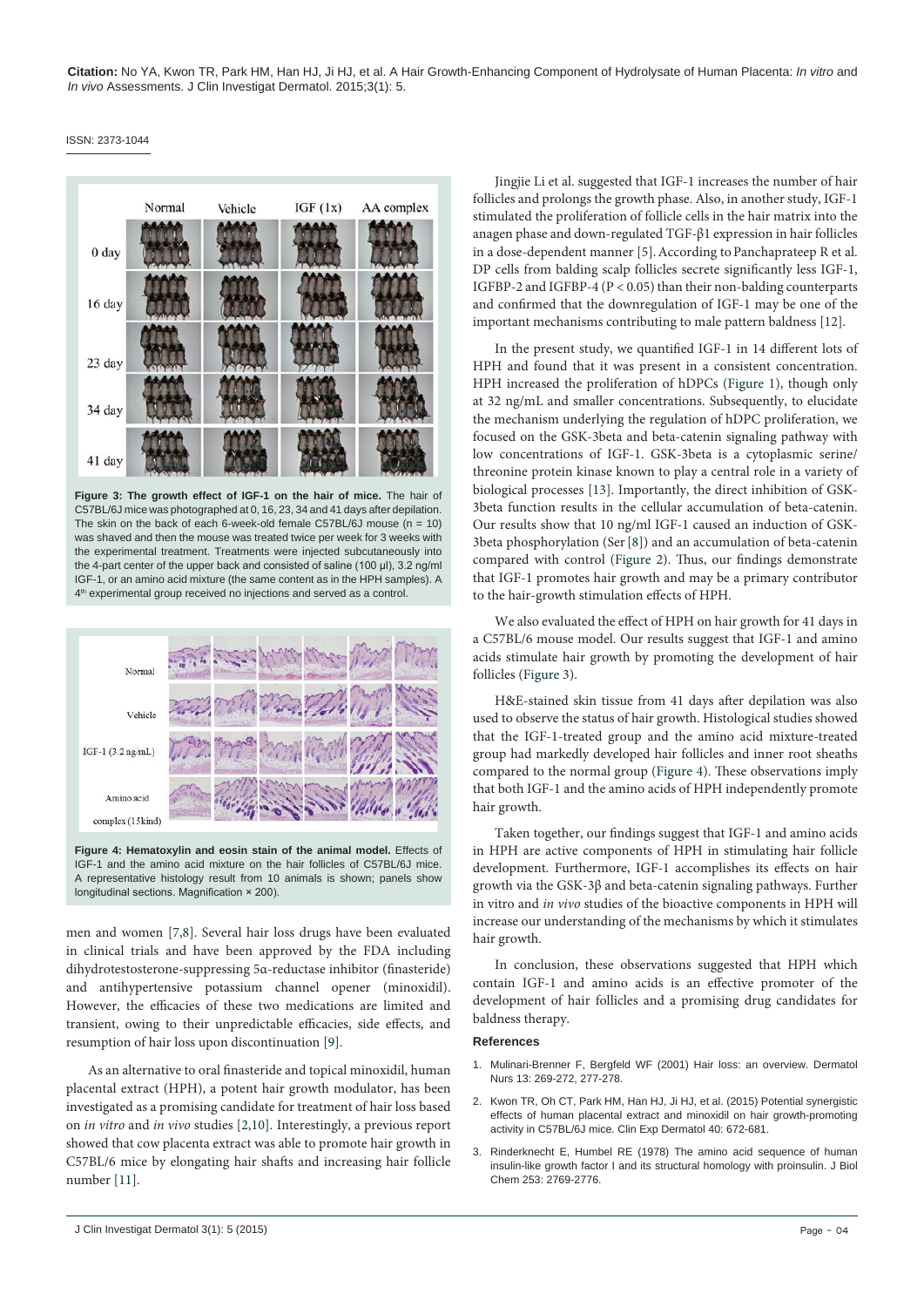**Figure 3: The growth effect of IGF-1 on the hair of mice.** The hair of C57BL/6J mice was photographed at 0, 16, 23, 34 and 41 days after depilation. The skin on the back of each 6-week-old female C57BL/6J mouse (n = 10) was shaved and then the mouse was treated twice per week for 3 weeks with the experimental treatment. Treatments were injected subcutaneously into the 4-part center of the upper back and consisted of saline (100 μl), 3.2 ng/ml IGF-1, or an amino acid mixture (the same content as in the HPH samples). A 4th experimental group received no injections and served as a control.

**Figure 4: Hematoxylin and eosin stain of the animal model.** Effects of IGF-1 and the amino acid mixture on the hair follicles of C57BL/6J mice. A representative histology result from 10 animals is shown; panels show longitudinal sections. Magnification × 200).

men and women [7,8]. Several hair loss drugs have been evaluated in clinical trials and have been approved by the FDA including dihydrotestosterone-suppressing 5α-reductase inhibitor (finasteride) and antihypertensive potassium channel opener (minoxidil). However, the efficacies of these two medications are limited and transient, owing to their unpredictable efficacies, side effects, and resumption of hair loss upon discontinuation [9].

As an alternative to oral finasteride and topical minoxidil, human placental extract (HPH), a potent hair growth modulator, has been investigated as a promising candidate for treatment of hair loss based on *in vitro* and *in vivo* studies [2,10]. Interestingly, a previous report showed that cow placenta extract was able to promote hair growth in C57BL/6 mice by elongating hair shafts and increasing hair follicle number [11].

Jingjie Li et al. suggested that IGF-1 increases the number of hair follicles and prolongs the growth phase. Also, in another study, IGF-1 stimulated the proliferation of follicle cells in the hair matrix into the anagen phase and down-regulated TGF-β1 expression in hair follicles in a dose-dependent manner [5]. According to Panchaprateep R et al. DP cells from balding scalp follicles secrete significantly less IGF-1, IGFBP-2 and IGFBP-4 ($P < 0.05$) than their non-balding counterparts and confirmed that the downregulation of IGF-1 may be one of the important mechanisms contributing to male pattern baldness [12].

In the present study, we quantified IGF-1 in 14 different lots of HPH and found that it was present in a consistent concentration. HPH increased the proliferation of hDPCs (Figure 1), though only at 32 ng/mL and smaller concentrations. Subsequently, to elucidate the mechanism underlying the regulation of hDPC proliferation, we focused on the GSK-3beta and beta-catenin signaling pathway with low concentrations of IGF-1. GSK-3beta is a cytoplasmic serine/threonine protein kinase known to play a central role in a variety of biological processes [13]. Importantly, the direct inhibition of GSK-3beta function results in the cellular accumulation of beta-catenin. Our results show that 10 ng/ml IGF-1 caused an induction of GSK-3beta phosphorylation (Ser [8]) and an accumulation of beta-catenin compared with control (Figure 2). Thus, our findings demonstrate that IGF-1 promotes hair growth and may be a primary contributor to the hair-growth stimulation effects of HPH.

We also evaluated the effect of HPH on hair growth for 41 days in a C57BL/6 mouse model. Our results suggest that IGF-1 and amino acids stimulate hair growth by promoting the development of hair follicles (Figure 3).

H&E-stained skin tissue from 41 days after depilation was also used to observe the status of hair growth. Histological studies showed that the IGF-1-treated group and the amino acid mixture-treated group had markedly developed hair follicles and inner root sheaths compared to the normal group (Figure 4). These observations imply that both IGF-1 and the amino acids of HPH independently promote hair growth.

Taken together, our findings suggest that IGF-1 and amino acids in HPH are active components of HPH in stimulating hair follicle development. Furthermore, IGF-1 accomplishes its effects on hair growth via the GSK-3β and beta-catenin signaling pathways. Further in vitro and *in vivo* studies of the bioactive components in HPH will increase our understanding of the mechanisms by which it stimulates hair growth.

In conclusion, these observations suggested that HPH which contain IGF-1 and amino acids is an effective promoter of the development of hair follicles and a promising drug candidates for baldness therapy.

## References

1. Mulinari-Brenner F, Bergfeld WF (2001) Hair loss: an overview. Dermatol Nurs 13: 269-272, 277-278.
2. Kwon TR, Oh CT, Park HM, Han HJ, Ji HJ, et al. (2015) Potential synergistic effects of human placental extract and minoxidil on hair growth-promoting activity in C57BL/6J mice. Clin Exp Dermatol 40: 672-681.
3. Rinderknecht E, Humbel RE (1978) The amino acid sequence of human insulin-like growth factor I and its structural homology with proinsulin. J Biol Chem 253: 2769-2776.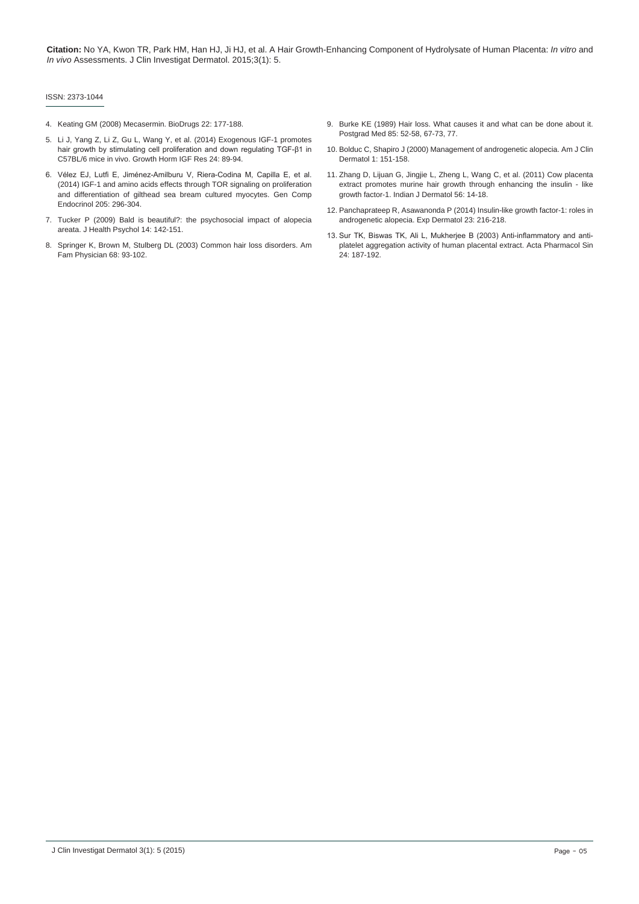4. Keating GM (2008) Mecasermin. BioDrugs 22: 177-188.
5. Li J, Yang Z, Li Z, Gu L, Wang Y, et al. (2014) Exogenous IGF-1 promotes hair growth by stimulating cell proliferation and down regulating TGF-β1 in C57BL/6 mice in vivo. Growth Horm IGF Res 24: 89-94.
6. Vélez EJ, Lutfi E, Jiménez-Amilburu V, Riera-Codina M, Capilla E, et al. (2014) IGF-1 and amino acids effects through TOR signaling on proliferation and differentiation of gilthead sea bream cultured myocytes. Gen Comp Endocrinol 205: 296-304.
7. Tucker P (2009) Bald is beautiful?: the psychosocial impact of alopecia areata. J Health Psychol 14: 142-151.
8. Springer K, Brown M, Stulberg DL (2003) Common hair loss disorders. Am Fam Physician 68: 93-102.
9. Burke KE (1989) Hair loss. What causes it and what can be done about it. Postgrad Med 85: 52-58, 67-73, 77.
10. Bolduc C, Shapiro J (2000) Management of androgenetic alopecia. Am J Clin Dermatol 1: 151-158.
11. Zhang D, Lijuan G, Jingjie L, Zheng L, Wang C, et al. (2011) Cow placenta extract promotes murine hair growth through enhancing the insulin - like growth factor-1. Indian J Dermatol 56: 14-18.
12. Panchaprateep R, Asawanonda P (2014) Insulin-like growth factor-1: roles in androgenetic alopecia. Exp Dermatol 23: 216-218.
13. Sur TK, Biswas TK, Ali L, Mukherjee B (2003) Anti-inflammatory and anti-platelet aggregation activity of human placental extract. Acta Pharmacol Sin 24: 187-192.